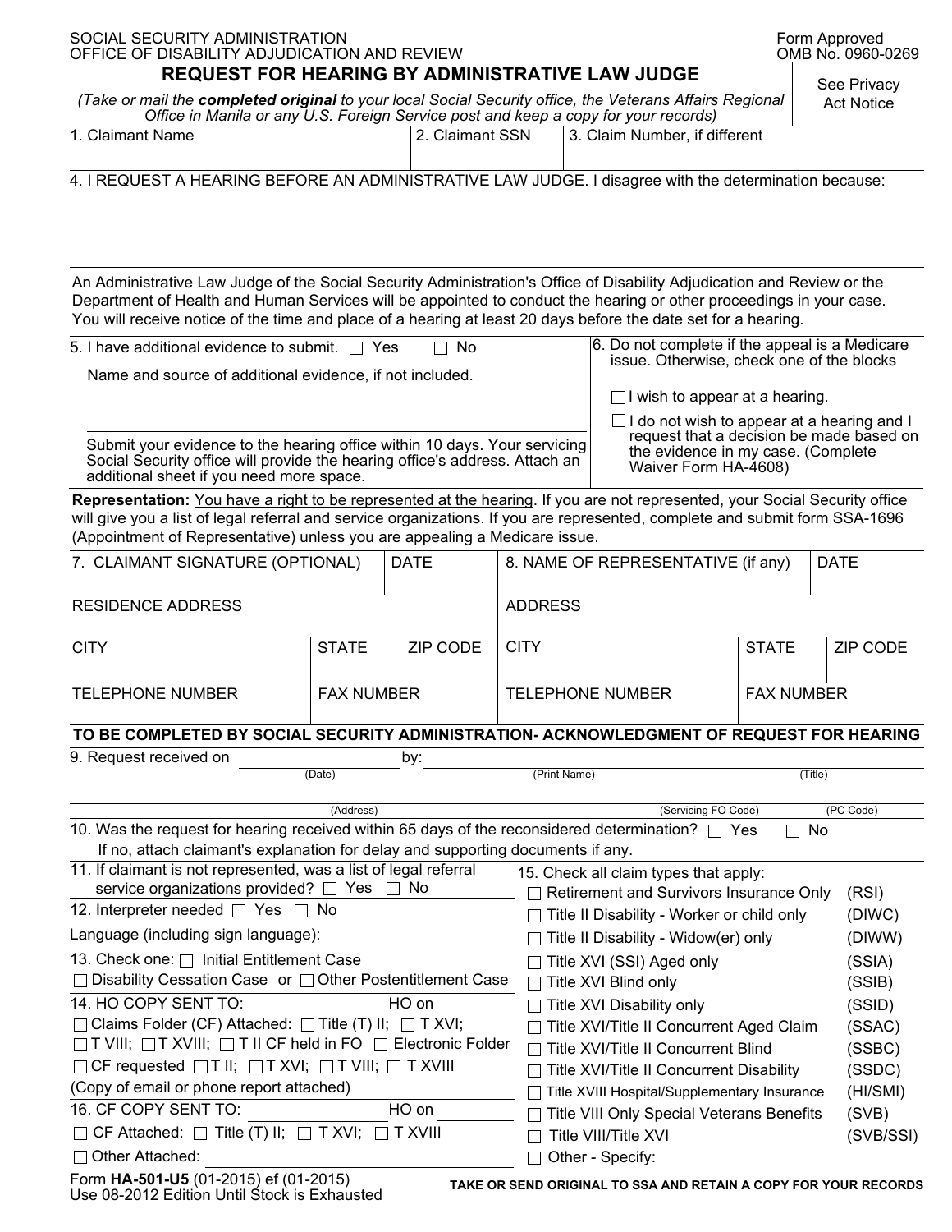SOCIAL SECURITY ADMINISTRATION
OFFICE OF DISABILITY ADJUDICATION AND REVIEW

Form Approved
OMB No. 0960-0269

# REQUEST FOR HEARING BY ADMINISTRATIVE LAW JUDGE

*(Take or mail the **completed original** to your local Social Security office, the Veterans Affairs Regional Office in Manila or any U.S. Foreign Service post and keep a copy for your records)*

See Privacy Act Notice

| 1. Claimant Name | 2. Claimant SSN | 3. Claim Number, if different |
|---|---|---|
| | | |

4. I REQUEST A HEARING BEFORE AN ADMINISTRATIVE LAW JUDGE. I disagree with the determination because:

An Administrative Law Judge of the Social Security Administration's Office of Disability Adjudication and Review or the Department of Health and Human Services will be appointed to conduct the hearing or other proceedings in your case. You will receive notice of the time and place of a hearing at least 20 days before the date set for a hearing.

5. I have additional evidence to submit. ☐ Yes ☐ No

Name and source of additional evidence, if not included.

Submit your evidence to the hearing office within 10 days. Your servicing Social Security office will provide the hearing office's address. Attach an additional sheet if you need more space.

6. Do not complete if the appeal is a Medicare issue. Otherwise, check one of the blocks

☐ I wish to appear at a hearing.

☐ I do not wish to appear at a hearing and I request that a decision be made based on the evidence in my case. (Complete Waiver Form HA-4608)

**Representation:** You have a right to be represented at the hearing. If you are not represented, your Social Security office will give you a list of legal referral and service organizations. If you are represented, complete and submit form SSA-1696 (Appointment of Representative) unless you are appealing a Medicare issue.

| 7. CLAIMANT SIGNATURE (OPTIONAL) | | DATE | 8. NAME OF REPRESENTATIVE (if any) | | DATE |
|---|---|---|---|---|---|
| RESIDENCE ADDRESS | | | ADDRESS | | |
| CITY | STATE | ZIP CODE | CITY | STATE | ZIP CODE |
| TELEPHONE NUMBER | FAX NUMBER | | TELEPHONE NUMBER | FAX NUMBER | |

## TO BE COMPLETED BY SOCIAL SECURITY ADMINISTRATION- ACKNOWLEDGMENT OF REQUEST FOR HEARING

9. Request received on ________ (Date) by: ________ (Print Name) ________ (Title)

________ (Address) ________ (Servicing FO Code) ________ (PC Code)

10. Was the request for hearing received within 65 days of the reconsidered determination? ☐ Yes ☐ No
If no, attach claimant's explanation for delay and supporting documents if any.

11. If claimant is not represented, was a list of legal referral service organizations provided? ☐ Yes ☐ No

12. Interpreter needed ☐ Yes ☐ No

Language (including sign language):

13. Check one: ☐ Initial Entitlement Case
☐ Disability Cessation Case or ☐ Other Postentitlement Case

14. HO COPY SENT TO: ________ HO on
☐ Claims Folder (CF) Attached: ☐ Title (T) II; ☐ T XVI;
☐ T VIII; ☐ T XVIII; ☐ T II CF held in FO ☐ Electronic Folder
☐ CF requested ☐ T II; ☐ T XVI; ☐ T VIII; ☐ T XVIII
(Copy of email or phone report attached)

16. CF COPY SENT TO: ________ HO on
☐ CF Attached: ☐ Title (T) II; ☐ T XVI; ☐ T XVIII
☐ Other Attached:

15. Check all claim types that apply:

| | |
|---|---|
| ☐ Retirement and Survivors Insurance Only | (RSI) |
| ☐ Title II Disability - Worker or child only | (DIWC) |
| ☐ Title II Disability - Widow(er) only | (DIWW) |
| ☐ Title XVI (SSI) Aged only | (SSIA) |
| ☐ Title XVI Blind only | (SSIB) |
| ☐ Title XVI Disability only | (SSID) |
| ☐ Title XVI/Title II Concurrent Aged Claim | (SSAC) |
| ☐ Title XVI/Title II Concurrent Blind | (SSBC) |
| ☐ Title XVI/Title II Concurrent Disability | (SSDC) |
| ☐ Title XVIII Hospital/Supplementary Insurance | (HI/SMI) |
| ☐ Title VIII Only Special Veterans Benefits | (SVB) |
| ☐ Title VIII/Title XVI | (SVB/SSI) |
| ☐ Other - Specify: | |

Form **HA-501-U5** (01-2015) ef (01-2015)
Use 08-2012 Edition Until Stock is Exhausted

TAKE OR SEND ORIGINAL TO SSA AND RETAIN A COPY FOR YOUR RECORDS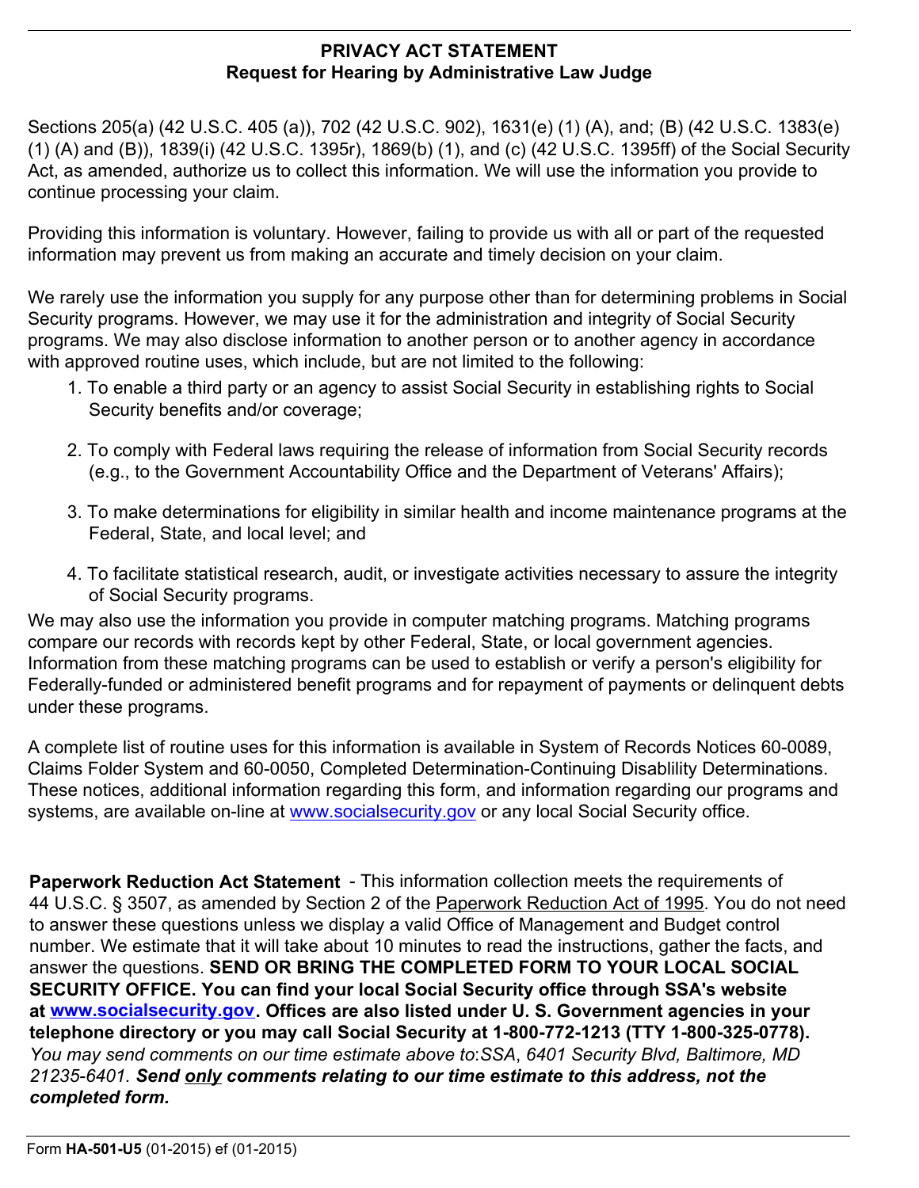## PRIVACY ACT STATEMENT
## Request for Hearing by Administrative Law Judge

Sections 205(a) (42 U.S.C. 405 (a)), 702 (42 U.S.C. 902), 1631(e) (1) (A), and; (B) (42 U.S.C. 1383(e) (1) (A) and (B)), 1839(i) (42 U.S.C. 1395r), 1869(b) (1), and (c) (42 U.S.C. 1395ff) of the Social Security Act, as amended, authorize us to collect this information. We will use the information you provide to continue processing your claim.

Providing this information is voluntary. However, failing to provide us with all or part of the requested information may prevent us from making an accurate and timely decision on your claim.

We rarely use the information you supply for any purpose other than for determining problems in Social Security programs. However, we may use it for the administration and integrity of Social Security programs. We may also disclose information to another person or to another agency in accordance with approved routine uses, which include, but are not limited to the following:

1. To enable a third party or an agency to assist Social Security in establishing rights to Social Security benefits and/or coverage;
2. To comply with Federal laws requiring the release of information from Social Security records (e.g., to the Government Accountability Office and the Department of Veterans' Affairs);
3. To make determinations for eligibility in similar health and income maintenance programs at the Federal, State, and local level; and
4. To facilitate statistical research, audit, or investigate activities necessary to assure the integrity of Social Security programs.

We may also use the information you provide in computer matching programs. Matching programs compare our records with records kept by other Federal, State, or local government agencies. Information from these matching programs can be used to establish or verify a person's eligibility for Federally-funded or administered benefit programs and for repayment of payments or delinquent debts under these programs.

A complete list of routine uses for this information is available in System of Records Notices 60-0089, Claims Folder System and 60-0050, Completed Determination-Continuing Disablility Determinations. These notices, additional information regarding this form, and information regarding our programs and systems, are available on-line at www.socialsecurity.gov or any local Social Security office.

**Paperwork Reduction Act Statement** - This information collection meets the requirements of 44 U.S.C. § 3507, as amended by Section 2 of the Paperwork Reduction Act of 1995. You do not need to answer these questions unless we display a valid Office of Management and Budget control number. We estimate that it will take about 10 minutes to read the instructions, gather the facts, and answer the questions. **SEND OR BRING THE COMPLETED FORM TO YOUR LOCAL SOCIAL SECURITY OFFICE. You can find your local Social Security office through SSA's website at www.socialsecurity.gov. Offices are also listed under U. S. Government agencies in your telephone directory or you may call Social Security at 1-800-772-1213 (TTY 1-800-325-0778).** *You may send comments on our time estimate above to:SSA, 6401 Security Blvd, Baltimore, MD 21235-6401.* ***Send only comments relating to our time estimate to this address, not the completed form.***

Form **HA-501-U5** (01-2015) ef (01-2015)